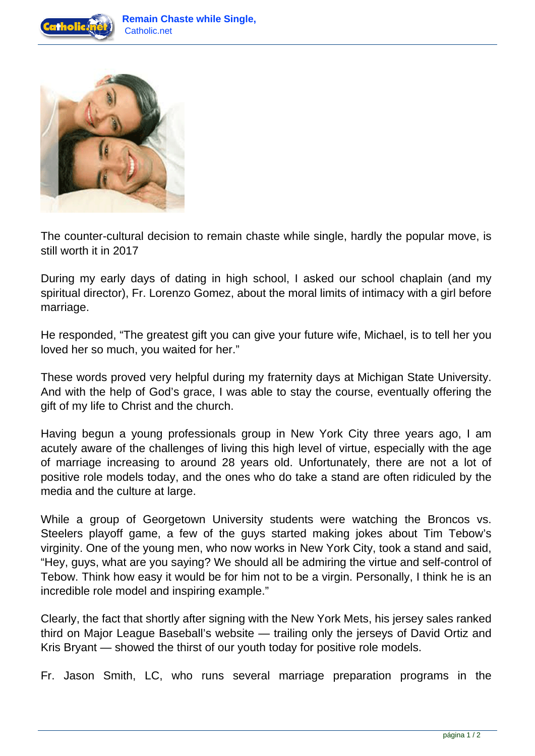The counter-cultural decision to remain chaste while single, hardly the popular move, is still worth it in 2017

During my early days of dating in high school, I asked our school chaplain (and my spiritual director), Fr. Lorenzo Gomez, about the moral limits of intimacy with a girl before marriage.

He responded, “The greatest gift you can give your future wife, Michael, is to tell her you loved her so much, you waited for her.”

These words proved very helpful during my fraternity days at Michigan State University. And with the help of God’s grace, I was able to stay the course, eventually offering the gift of my life to Christ and the church.

Having begun a young professionals group in New York City three years ago, I am acutely aware of the challenges of living this high level of virtue, especially with the age of marriage increasing to around 28 years old. Unfortunately, there are not a lot of positive role models today, and the ones who do take a stand are often ridiculed by the media and the culture at large.

While a group of Georgetown University students were watching the Broncos vs. Steelers playoff game, a few of the guys started making jokes about Tim Tebow’s virginity. One of the young men, who now works in New York City, took a stand and said, “Hey, guys, what are you saying? We should all be admiring the virtue and self-control of Tebow. Think how easy it would be for him not to be a virgin. Personally, I think he is an incredible role model and inspiring example.”

Clearly, the fact that shortly after signing with the New York Mets, his jersey sales ranked third on Major League Baseball’s website — trailing only the jerseys of David Ortiz and Kris Bryant — showed the thirst of our youth today for positive role models.

Fr. Jason Smith, LC, who runs several marriage preparation programs in the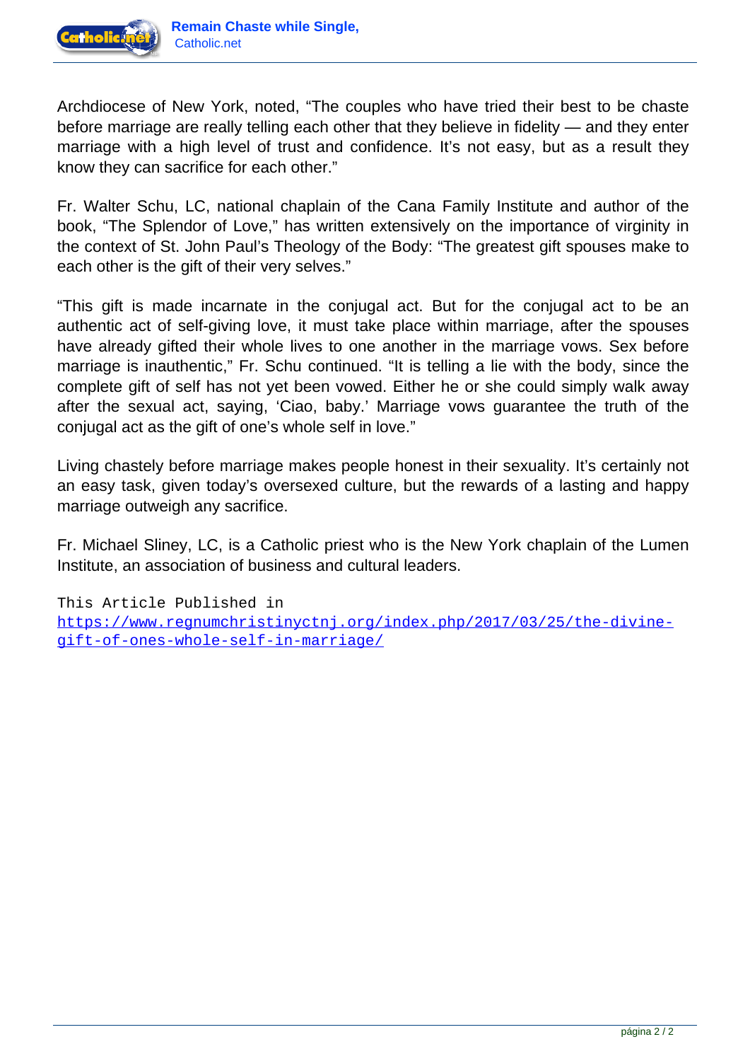Archdiocese of New York, noted, “The couples who have tried their best to be chaste before marriage are really telling each other that they believe in fidelity — and they enter marriage with a high level of trust and confidence. It’s not easy, but as a result they know they can sacrifice for each other.”

Fr. Walter Schu, LC, national chaplain of the Cana Family Institute and author of the book, “The Splendor of Love,” has written extensively on the importance of virginity in the context of St. John Paul’s Theology of the Body: “The greatest gift spouses make to each other is the gift of their very selves.”

“This gift is made incarnate in the conjugal act. But for the conjugal act to be an authentic act of self-giving love, it must take place within marriage, after the spouses have already gifted their whole lives to one another in the marriage vows. Sex before marriage is inauthentic,” Fr. Schu continued. “It is telling a lie with the body, since the complete gift of self has not yet been vowed. Either he or she could simply walk away after the sexual act, saying, ‘Ciao, baby.’ Marriage vows guarantee the truth of the conjugal act as the gift of one’s whole self in love.”

Living chastely before marriage makes people honest in their sexuality. It’s certainly not an easy task, given today’s oversexed culture, but the rewards of a lasting and happy marriage outweigh any sacrifice.

Fr. Michael Sliney, LC, is a Catholic priest who is the New York chaplain of the Lumen Institute, an association of business and cultural leaders.

This Article Published in
[https://www.regnumchristinyctnj.org/index.php/2017/03/25/the-divine-gift-of-ones-whole-self-in-marriage/](https://www.regnumchristinyctnj.org/index.php/2017/03/25/the-divine-gift-of-ones-whole-self-in-marriage/)